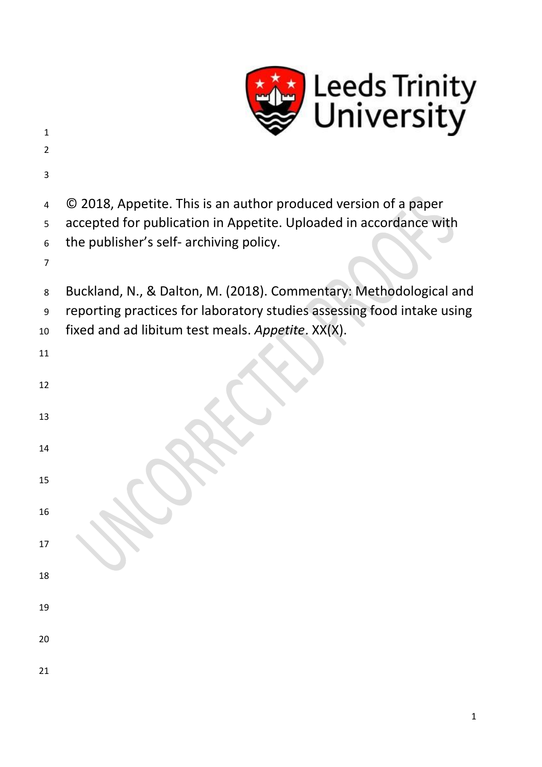© 2018, Appetite. This is an author produced version of a paper accepted for publication in Appetite. Uploaded in accordance with the publisher's self- archiving policy.

Buckland, N., & Dalton, M. (2018). Commentary: Methodological and reporting practices for laboratory studies assessing food intake using fixed and ad libitum test meals. *Appetite*. XX(X).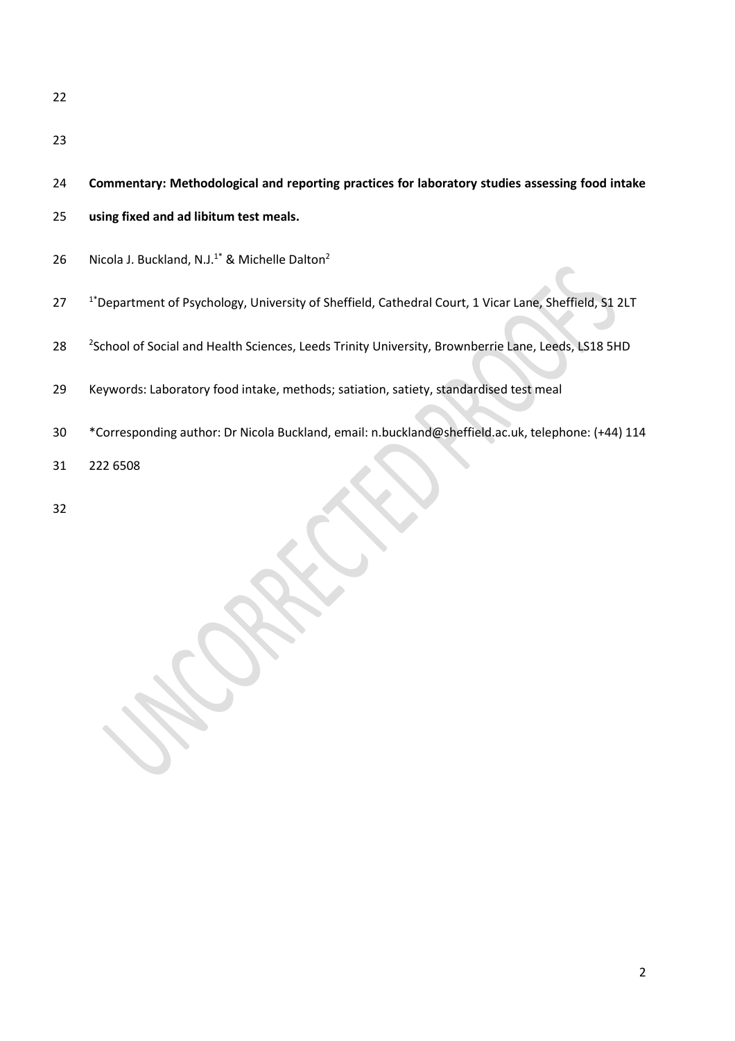**Commentary: Methodological and reporting practices for laboratory studies assessing food intake using fixed and ad libitum test meals.**

Nicola J. Buckland, N.J.[1*] & Michelle Dalton[2]

[1*]Department of Psychology, University of Sheffield, Cathedral Court, 1 Vicar Lane, Sheffield, S1 2LT

[2]School of Social and Health Sciences, Leeds Trinity University, Brownberrie Lane, Leeds, LS18 5HD

Keywords: Laboratory food intake, methods; satiation, satiety, standardised test meal

*Corresponding author: Dr Nicola Buckland, email: n.buckland@sheffield.ac.uk, telephone: (+44) 114 222 6508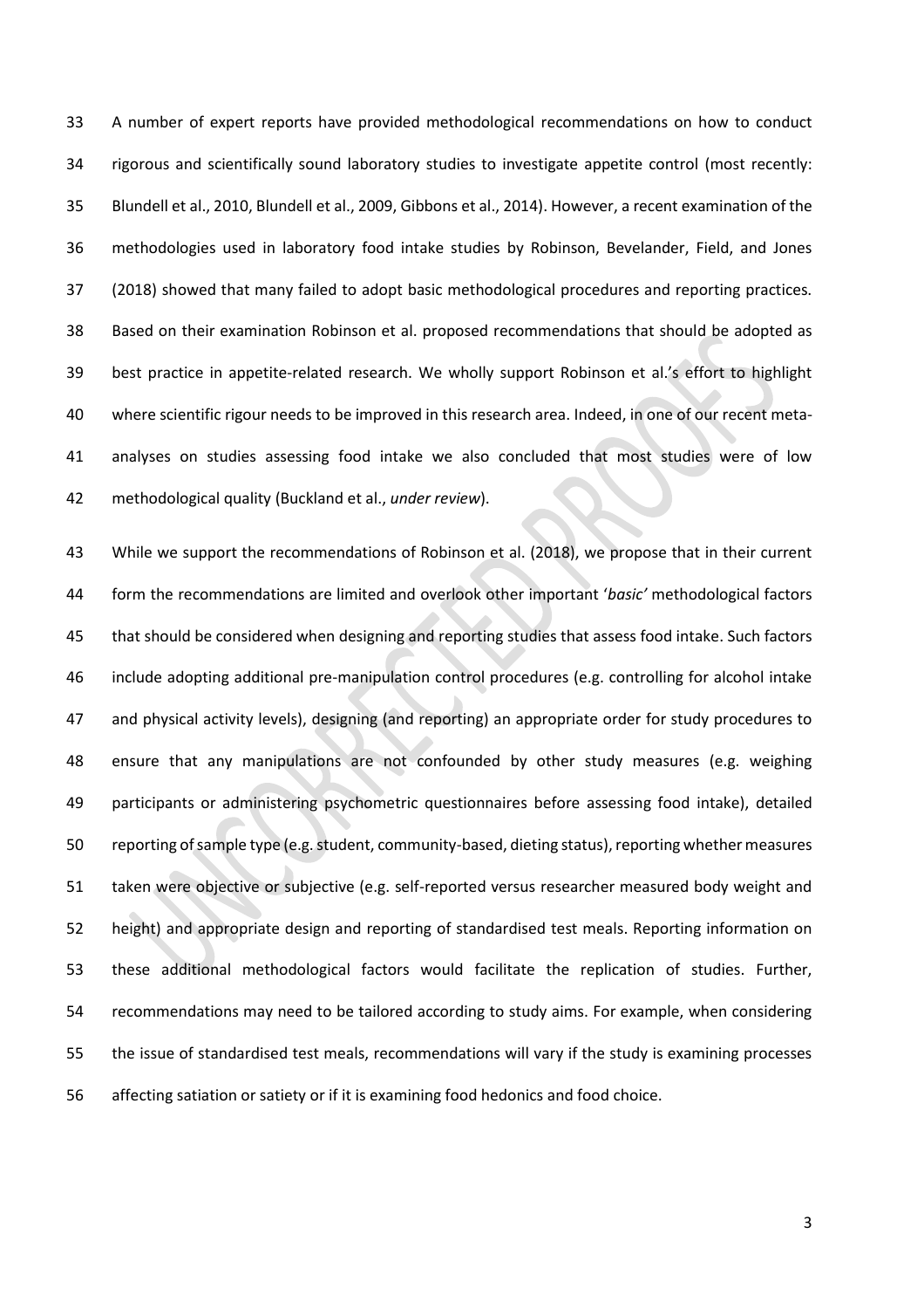A number of expert reports have provided methodological recommendations on how to conduct rigorous and scientifically sound laboratory studies to investigate appetite control (most recently: Blundell et al., 2010, Blundell et al., 2009, Gibbons et al., 2014). However, a recent examination of the methodologies used in laboratory food intake studies by Robinson, Bevelander, Field, and Jones (2018) showed that many failed to adopt basic methodological procedures and reporting practices. Based on their examination Robinson et al. proposed recommendations that should be adopted as best practice in appetite-related research. We wholly support Robinson et al.'s effort to highlight where scientific rigour needs to be improved in this research area. Indeed, in one of our recent meta-analyses on studies assessing food intake we also concluded that most studies were of low methodological quality (Buckland et al., *under review*).

While we support the recommendations of Robinson et al. (2018), we propose that in their current form the recommendations are limited and overlook other important '*basic'* methodological factors that should be considered when designing and reporting studies that assess food intake. Such factors include adopting additional pre-manipulation control procedures (e.g. controlling for alcohol intake and physical activity levels), designing (and reporting) an appropriate order for study procedures to ensure that any manipulations are not confounded by other study measures (e.g. weighing participants or administering psychometric questionnaires before assessing food intake), detailed reporting of sample type (e.g. student, community-based, dieting status), reporting whether measures taken were objective or subjective (e.g. self-reported versus researcher measured body weight and height) and appropriate design and reporting of standardised test meals. Reporting information on these additional methodological factors would facilitate the replication of studies. Further, recommendations may need to be tailored according to study aims. For example, when considering the issue of standardised test meals, recommendations will vary if the study is examining processes affecting satiation or satiety or if it is examining food hedonics and food choice.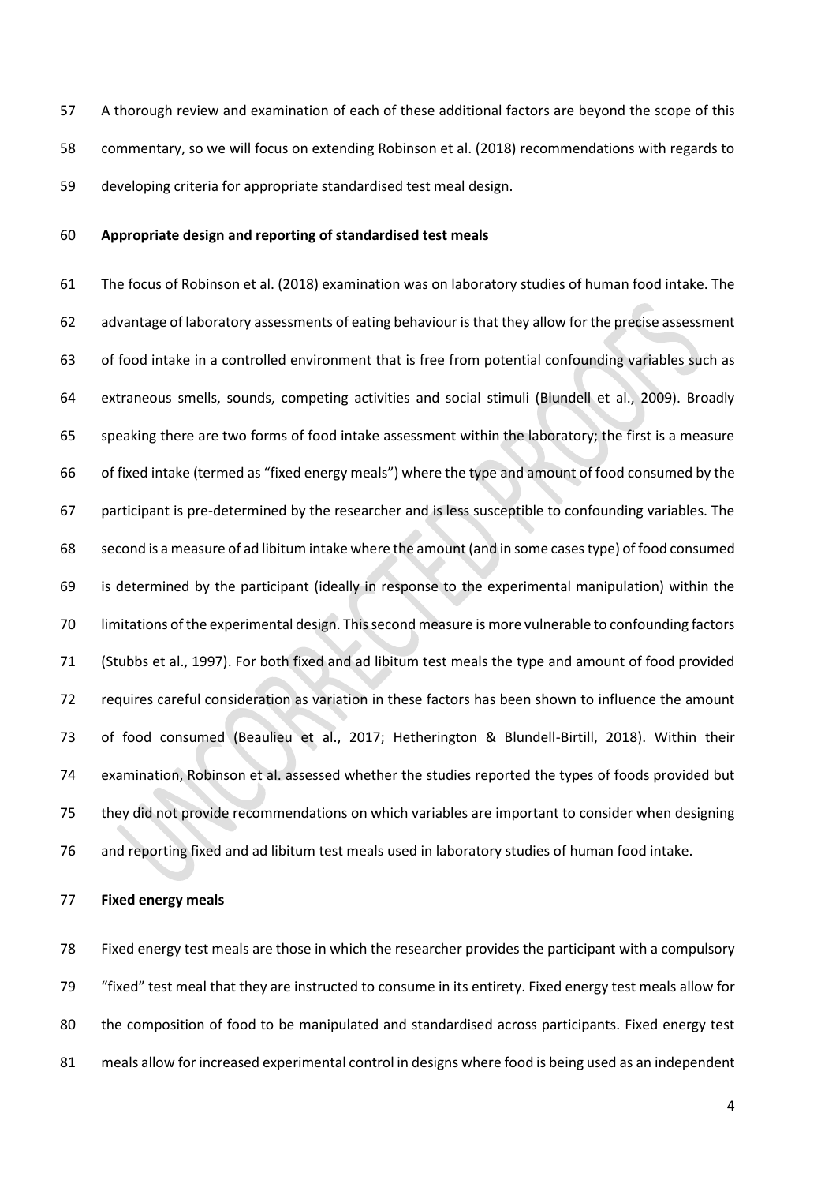A thorough review and examination of each of these additional factors are beyond the scope of this commentary, so we will focus on extending Robinson et al. (2018) recommendations with regards to developing criteria for appropriate standardised test meal design.

**Appropriate design and reporting of standardised test meals**

The focus of Robinson et al. (2018) examination was on laboratory studies of human food intake. The advantage of laboratory assessments of eating behaviour is that they allow for the precise assessment of food intake in a controlled environment that is free from potential confounding variables such as extraneous smells, sounds, competing activities and social stimuli (Blundell et al., 2009). Broadly speaking there are two forms of food intake assessment within the laboratory; the first is a measure of fixed intake (termed as "fixed energy meals") where the type and amount of food consumed by the participant is pre-determined by the researcher and is less susceptible to confounding variables. The second is a measure of ad libitum intake where the amount (and in some cases type) of food consumed is determined by the participant (ideally in response to the experimental manipulation) within the limitations of the experimental design. This second measure is more vulnerable to confounding factors (Stubbs et al., 1997). For both fixed and ad libitum test meals the type and amount of food provided requires careful consideration as variation in these factors has been shown to influence the amount of food consumed (Beaulieu et al., 2017; Hetherington & Blundell-Birtill, 2018). Within their examination, Robinson et al. assessed whether the studies reported the types of foods provided but they did not provide recommendations on which variables are important to consider when designing and reporting fixed and ad libitum test meals used in laboratory studies of human food intake.

**Fixed energy meals**

Fixed energy test meals are those in which the researcher provides the participant with a compulsory "fixed" test meal that they are instructed to consume in its entirety. Fixed energy test meals allow for the composition of food to be manipulated and standardised across participants. Fixed energy test meals allow for increased experimental control in designs where food is being used as an independent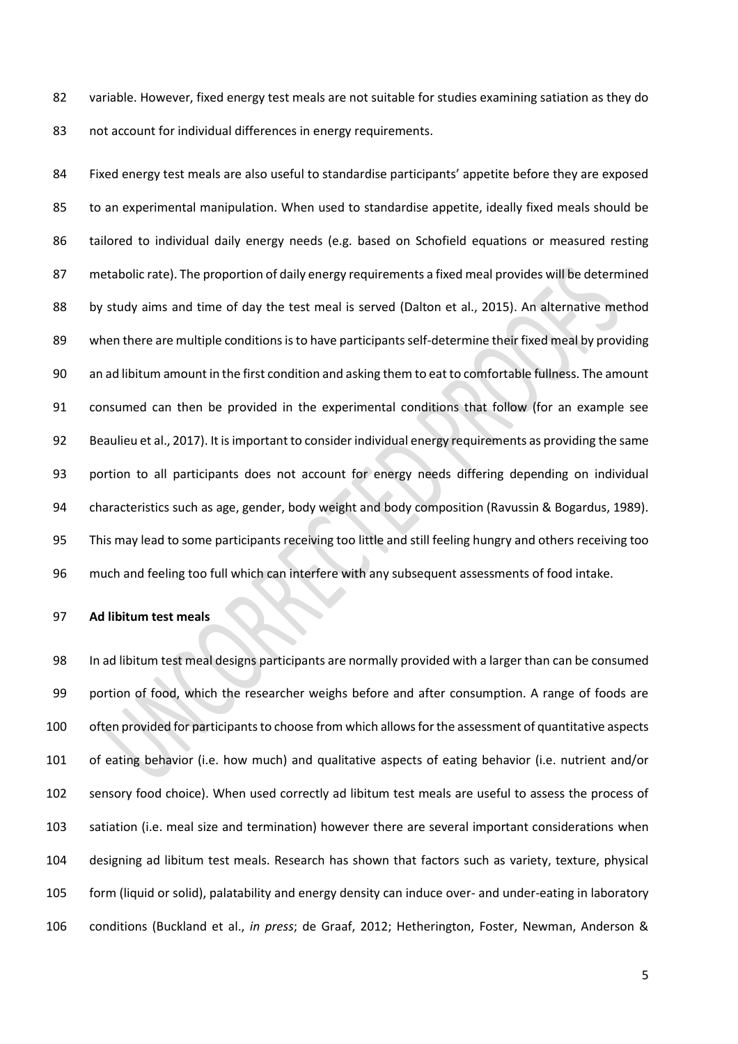variable. However, fixed energy test meals are not suitable for studies examining satiation as they do not account for individual differences in energy requirements.

Fixed energy test meals are also useful to standardise participants' appetite before they are exposed to an experimental manipulation. When used to standardise appetite, ideally fixed meals should be tailored to individual daily energy needs (e.g. based on Schofield equations or measured resting metabolic rate). The proportion of daily energy requirements a fixed meal provides will be determined by study aims and time of day the test meal is served (Dalton et al., 2015). An alternative method when there are multiple conditions is to have participants self-determine their fixed meal by providing an ad libitum amount in the first condition and asking them to eat to comfortable fullness. The amount consumed can then be provided in the experimental conditions that follow (for an example see Beaulieu et al., 2017). It is important to consider individual energy requirements as providing the same portion to all participants does not account for energy needs differing depending on individual characteristics such as age, gender, body weight and body composition (Ravussin & Bogardus, 1989). This may lead to some participants receiving too little and still feeling hungry and others receiving too much and feeling too full which can interfere with any subsequent assessments of food intake.

**Ad libitum test meals**

In ad libitum test meal designs participants are normally provided with a larger than can be consumed portion of food, which the researcher weighs before and after consumption. A range of foods are often provided for participants to choose from which allows for the assessment of quantitative aspects of eating behavior (i.e. how much) and qualitative aspects of eating behavior (i.e. nutrient and/or sensory food choice). When used correctly ad libitum test meals are useful to assess the process of satiation (i.e. meal size and termination) however there are several important considerations when designing ad libitum test meals. Research has shown that factors such as variety, texture, physical form (liquid or solid), palatability and energy density can induce over- and under-eating in laboratory conditions (Buckland et al., *in press*; de Graaf, 2012; Hetherington, Foster, Newman, Anderson &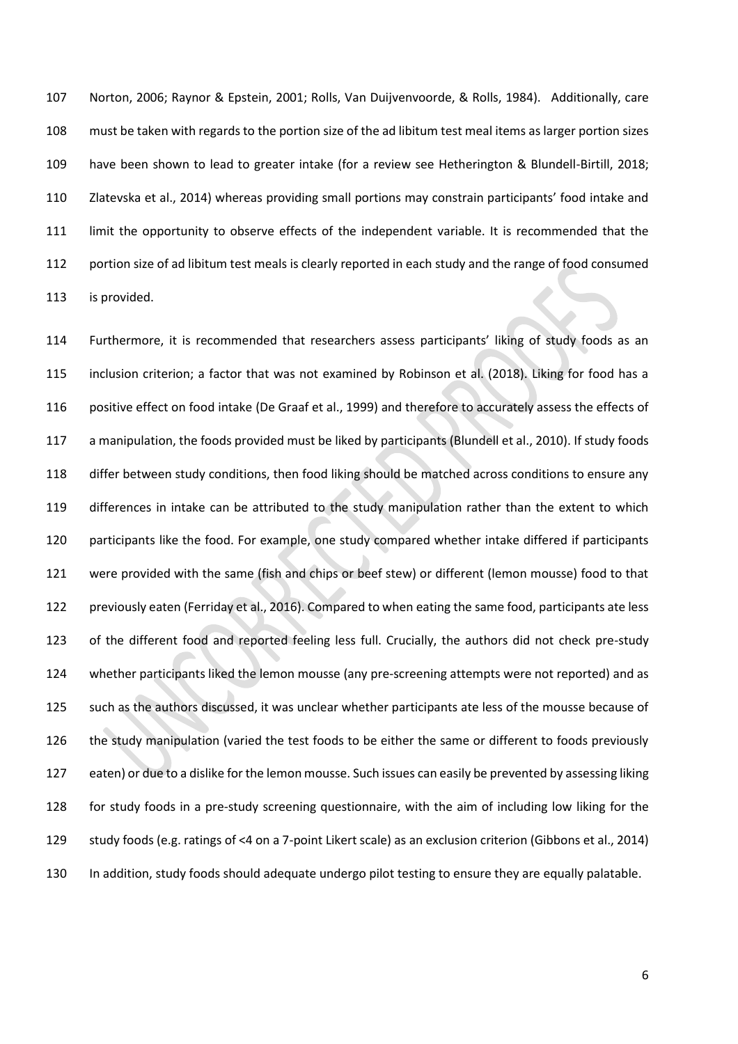Norton, 2006; Raynor & Epstein, 2001; Rolls, Van Duijvenvoorde, & Rolls, 1984). Additionally, care must be taken with regards to the portion size of the ad libitum test meal items as larger portion sizes have been shown to lead to greater intake (for a review see Hetherington & Blundell-Birtill, 2018; Zlatevska et al., 2014) whereas providing small portions may constrain participants' food intake and limit the opportunity to observe effects of the independent variable. It is recommended that the portion size of ad libitum test meals is clearly reported in each study and the range of food consumed is provided.

Furthermore, it is recommended that researchers assess participants' liking of study foods as an inclusion criterion; a factor that was not examined by Robinson et al. (2018). Liking for food has a positive effect on food intake (De Graaf et al., 1999) and therefore to accurately assess the effects of a manipulation, the foods provided must be liked by participants (Blundell et al., 2010). If study foods differ between study conditions, then food liking should be matched across conditions to ensure any differences in intake can be attributed to the study manipulation rather than the extent to which participants like the food. For example, one study compared whether intake differed if participants were provided with the same (fish and chips or beef stew) or different (lemon mousse) food to that previously eaten (Ferriday et al., 2016). Compared to when eating the same food, participants ate less of the different food and reported feeling less full. Crucially, the authors did not check pre-study whether participants liked the lemon mousse (any pre-screening attempts were not reported) and as such as the authors discussed, it was unclear whether participants ate less of the mousse because of the study manipulation (varied the test foods to be either the same or different to foods previously eaten) or due to a dislike for the lemon mousse. Such issues can easily be prevented by assessing liking for study foods in a pre-study screening questionnaire, with the aim of including low liking for the study foods (e.g. ratings of <4 on a 7-point Likert scale) as an exclusion criterion (Gibbons et al., 2014) In addition, study foods should adequate undergo pilot testing to ensure they are equally palatable.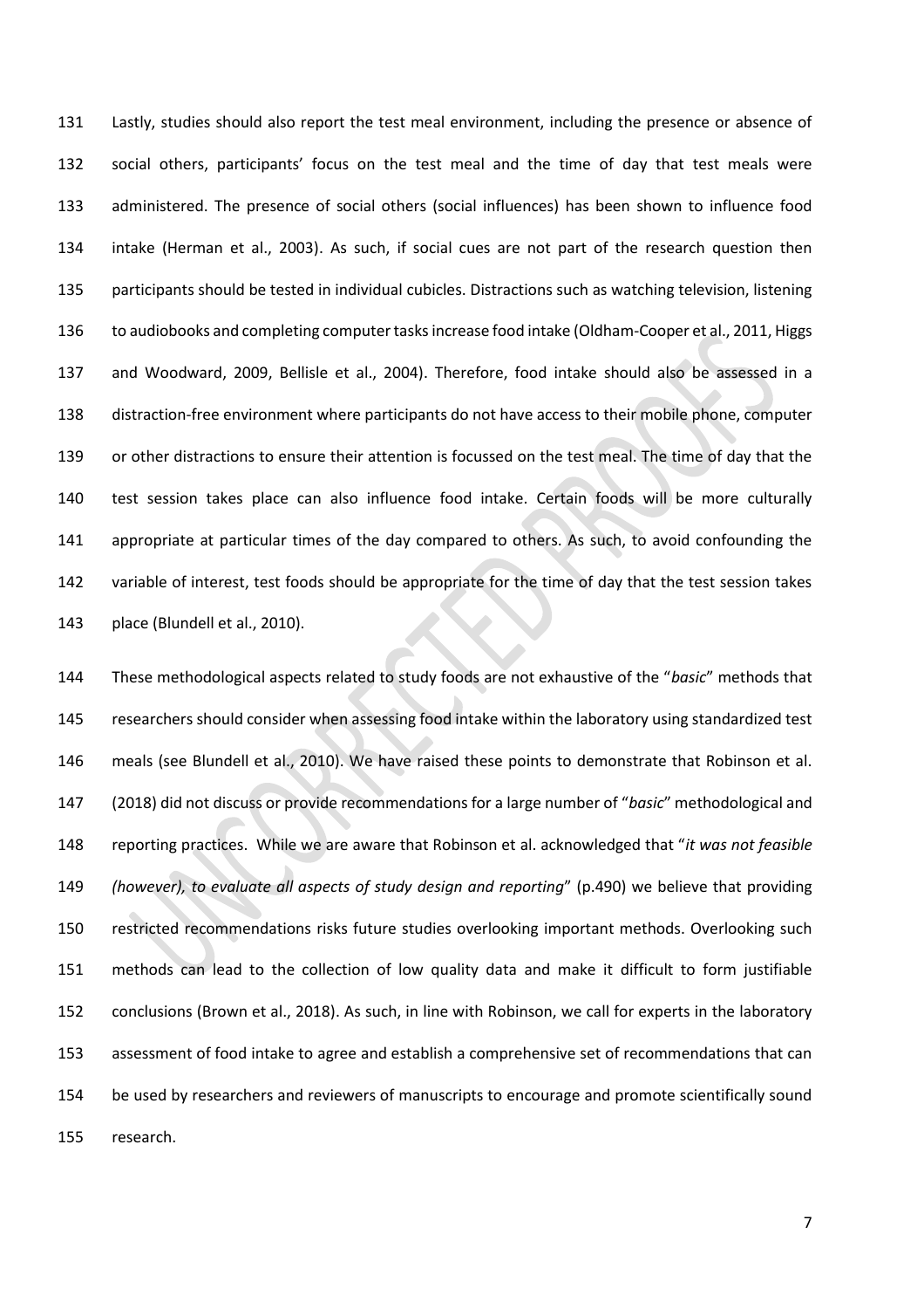Lastly, studies should also report the test meal environment, including the presence or absence of social others, participants' focus on the test meal and the time of day that test meals were administered. The presence of social others (social influences) has been shown to influence food intake (Herman et al., 2003). As such, if social cues are not part of the research question then participants should be tested in individual cubicles. Distractions such as watching television, listening to audiobooks and completing computer tasks increase food intake (Oldham-Cooper et al., 2011, Higgs and Woodward, 2009, Bellisle et al., 2004). Therefore, food intake should also be assessed in a distraction-free environment where participants do not have access to their mobile phone, computer or other distractions to ensure their attention is focussed on the test meal. The time of day that the test session takes place can also influence food intake. Certain foods will be more culturally appropriate at particular times of the day compared to others. As such, to avoid confounding the variable of interest, test foods should be appropriate for the time of day that the test session takes place (Blundell et al., 2010).

These methodological aspects related to study foods are not exhaustive of the "*basic*" methods that researchers should consider when assessing food intake within the laboratory using standardized test meals (see Blundell et al., 2010). We have raised these points to demonstrate that Robinson et al. (2018) did not discuss or provide recommendations for a large number of "*basic*" methodological and reporting practices. While we are aware that Robinson et al. acknowledged that "*it was not feasible (however), to evaluate all aspects of study design and reporting*" (p.490) we believe that providing restricted recommendations risks future studies overlooking important methods. Overlooking such methods can lead to the collection of low quality data and make it difficult to form justifiable conclusions (Brown et al., 2018). As such, in line with Robinson, we call for experts in the laboratory assessment of food intake to agree and establish a comprehensive set of recommendations that can be used by researchers and reviewers of manuscripts to encourage and promote scientifically sound research.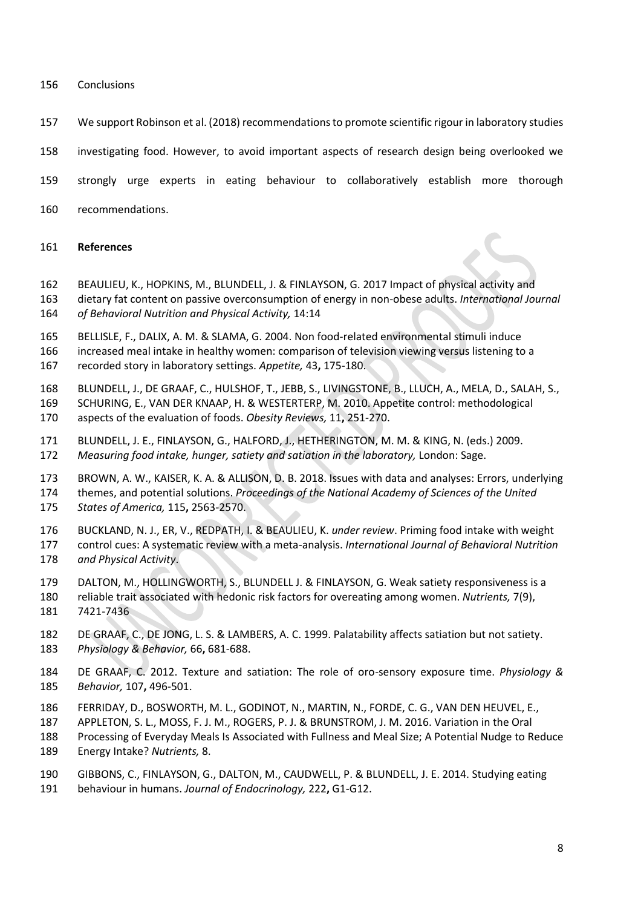## Conclusions

We support Robinson et al. (2018) recommendations to promote scientific rigour in laboratory studies investigating food. However, to avoid important aspects of research design being overlooked we strongly urge experts in eating behaviour to collaboratively establish more thorough recommendations.

## References

BEAULIEU, K., HOPKINS, M., BLUNDELL, J. & FINLAYSON, G. 2017 Impact of physical activity and dietary fat content on passive overconsumption of energy in non-obese adults. *International Journal of Behavioral Nutrition and Physical Activity,* 14:14

BELLISLE, F., DALIX, A. M. & SLAMA, G. 2004. Non food-related environmental stimuli induce increased meal intake in healthy women: comparison of television viewing versus listening to a recorded story in laboratory settings. *Appetite,* 43**,** 175-180.

BLUNDELL, J., DE GRAAF, C., HULSHOF, T., JEBB, S., LIVINGSTONE, B., LLUCH, A., MELA, D., SALAH, S., SCHURING, E., VAN DER KNAAP, H. & WESTERTERP, M. 2010. Appetite control: methodological aspects of the evaluation of foods. *Obesity Reviews,* 11**,** 251-270.

BLUNDELL, J. E., FINLAYSON, G., HALFORD, J., HETHERINGTON, M. M. & KING, N. (eds.) 2009. *Measuring food intake, hunger, satiety and satiation in the laboratory,* London: Sage.

BROWN, A. W., KAISER, K. A. & ALLISON, D. B. 2018. Issues with data and analyses: Errors, underlying themes, and potential solutions. *Proceedings of the National Academy of Sciences of the United States of America,* 115**,** 2563-2570.

BUCKLAND, N. J., ER, V., REDPATH, I. & BEAULIEU, K. *under review*. Priming food intake with weight control cues: A systematic review with a meta-analysis. *International Journal of Behavioral Nutrition and Physical Activity*.

DALTON, M., HOLLINGWORTH, S., BLUNDELL J. & FINLAYSON, G. Weak satiety responsiveness is a reliable trait associated with hedonic risk factors for overeating among women. *Nutrients,* 7(9), 7421-7436

DE GRAAF, C., DE JONG, L. S. & LAMBERS, A. C. 1999. Palatability affects satiation but not satiety. *Physiology & Behavior,* 66**,** 681-688.

DE GRAAF, C. 2012. Texture and satiation: The role of oro-sensory exposure time. *Physiology & Behavior,* 107**,** 496-501.

FERRIDAY, D., BOSWORTH, M. L., GODINOT, N., MARTIN, N., FORDE, C. G., VAN DEN HEUVEL, E., APPLETON, S. L., MOSS, F. J. M., ROGERS, P. J. & BRUNSTROM, J. M. 2016. Variation in the Oral Processing of Everyday Meals Is Associated with Fullness and Meal Size; A Potential Nudge to Reduce Energy Intake? *Nutrients,* 8.

GIBBONS, C., FINLAYSON, G., DALTON, M., CAUDWELL, P. & BLUNDELL, J. E. 2014. Studying eating behaviour in humans. *Journal of Endocrinology,* 222**,** G1-G12.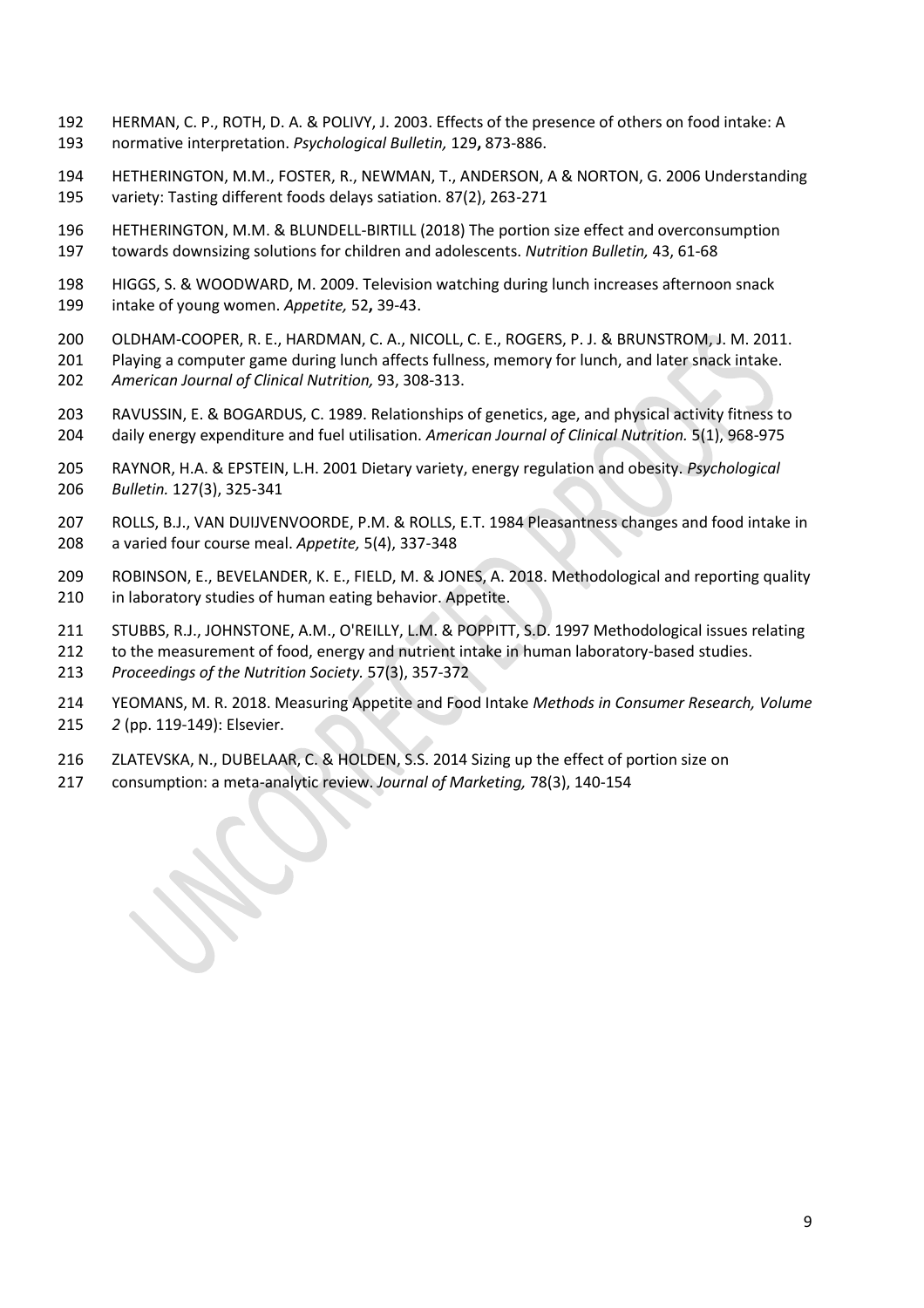HERMAN, C. P., ROTH, D. A. & POLIVY, J. 2003. Effects of the presence of others on food intake: A normative interpretation. *Psychological Bulletin,* 129**,** 873-886.

HETHERINGTON, M.M., FOSTER, R., NEWMAN, T., ANDERSON, A & NORTON, G. 2006 Understanding variety: Tasting different foods delays satiation. 87(2), 263-271

HETHERINGTON, M.M. & BLUNDELL-BIRTILL (2018) The portion size effect and overconsumption towards downsizing solutions for children and adolescents. *Nutrition Bulletin,* 43, 61-68

HIGGS, S. & WOODWARD, M. 2009. Television watching during lunch increases afternoon snack intake of young women. *Appetite,* 52**,** 39-43.

OLDHAM-COOPER, R. E., HARDMAN, C. A., NICOLL, C. E., ROGERS, P. J. & BRUNSTROM, J. M. 2011. Playing a computer game during lunch affects fullness, memory for lunch, and later snack intake. *American Journal of Clinical Nutrition,* 93, 308-313.

RAVUSSIN, E. & BOGARDUS, C. 1989. Relationships of genetics, age, and physical activity fitness to daily energy expenditure and fuel utilisation. *American Journal of Clinical Nutrition.* 5(1), 968-975

RAYNOR, H.A. & EPSTEIN, L.H. 2001 Dietary variety, energy regulation and obesity. *Psychological Bulletin.* 127(3), 325-341

ROLLS, B.J., VAN DUIJVENVOORDE, P.M. & ROLLS, E.T. 1984 Pleasantness changes and food intake in a varied four course meal. *Appetite,* 5(4), 337-348

ROBINSON, E., BEVELANDER, K. E., FIELD, M. & JONES, A. 2018. Methodological and reporting quality in laboratory studies of human eating behavior. Appetite.

STUBBS, R.J., JOHNSTONE, A.M., O'REILLY, L.M. & POPPITT, S.D. 1997 Methodological issues relating to the measurement of food, energy and nutrient intake in human laboratory-based studies. *Proceedings of the Nutrition Society.* 57(3), 357-372

YEOMANS, M. R. 2018. Measuring Appetite and Food Intake *Methods in Consumer Research, Volume 2* (pp. 119-149): Elsevier.

ZLATEVSKA, N., DUBELAAR, C. & HOLDEN, S.S. 2014 Sizing up the effect of portion size on consumption: a meta-analytic review. *Journal of Marketing,* 78(3), 140-154